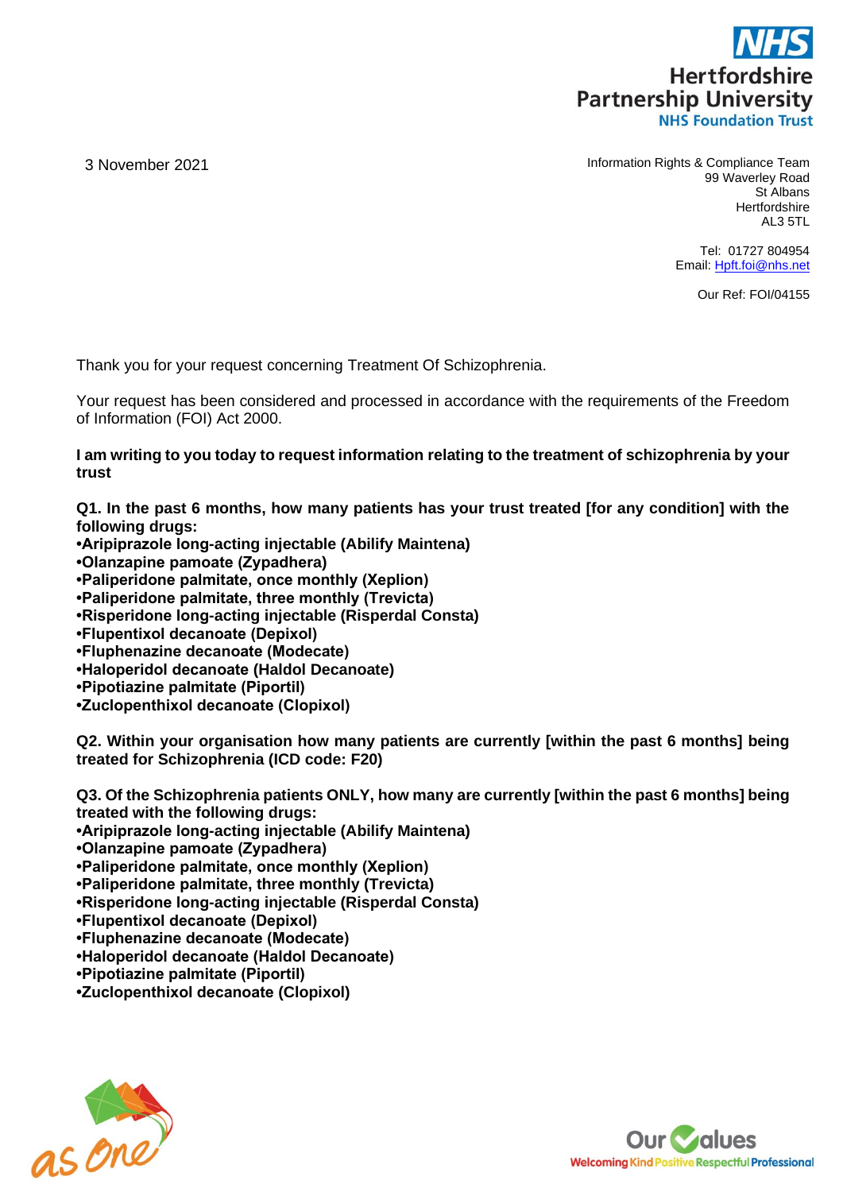**NHS**
**Hertfordshire Partnership University**
**NHS Foundation Trust**

3 November 2021

Information Rights & Compliance Team
99 Waverley Road
St Albans
Hertfordshire
AL3 5TL

Tel: 01727 804954
Email: Hpft.foi@nhs.net

Our Ref: FOI/04155

Thank you for your request concerning Treatment Of Schizophrenia.

Your request has been considered and processed in accordance with the requirements of the Freedom of Information (FOI) Act 2000.

**I am writing to you today to request information relating to the treatment of schizophrenia by your trust**

**Q1. In the past 6 months, how many patients has your trust treated [for any condition] with the following drugs:**
**•Aripiprazole long-acting injectable (Abilify Maintena)**
**•Olanzapine pamoate (Zypadhera)**
**•Paliperidone palmitate, once monthly (Xeplion)**
**•Paliperidone palmitate, three monthly (Trevicta)**
**•Risperidone long-acting injectable (Risperdal Consta)**
**•Flupentixol decanoate (Depixol)**
**•Fluphenazine decanoate (Modecate)**
**•Haloperidol decanoate (Haldol Decanoate)**
**•Pipotiazine palmitate (Piportil)**
**•Zuclopenthixol decanoate (Clopixol)**

**Q2. Within your organisation how many patients are currently [within the past 6 months] being treated for Schizophrenia (ICD code: F20)**

**Q3. Of the Schizophrenia patients ONLY, how many are currently [within the past 6 months] being treated with the following drugs:**
**•Aripiprazole long-acting injectable (Abilify Maintena)**
**•Olanzapine pamoate (Zypadhera)**
**•Paliperidone palmitate, once monthly (Xeplion)**
**•Paliperidone palmitate, three monthly (Trevicta)**
**•Risperidone long-acting injectable (Risperdal Consta)**
**•Flupentixol decanoate (Depixol)**
**•Fluphenazine decanoate (Modecate)**
**•Haloperidol decanoate (Haldol Decanoate)**
**•Pipotiazine palmitate (Piportil)**
**•Zuclopenthixol decanoate (Clopixol)**

as one

Our Values
Welcoming Kind Positive Respectful Professional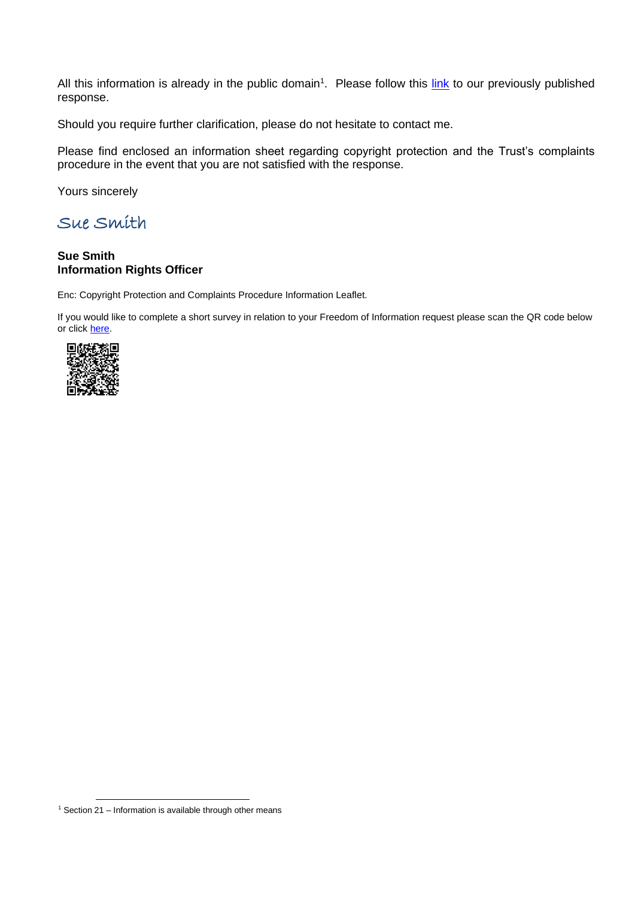All this information is already in the public domain[1]. Please follow this link to our previously published response.

Should you require further clarification, please do not hesitate to contact me.

Please find enclosed an information sheet regarding copyright protection and the Trust's complaints procedure in the event that you are not satisfied with the response.

Yours sincerely

Sue Smith

**Sue Smith**
**Information Rights Officer**

Enc: Copyright Protection and Complaints Procedure Information Leaflet.

If you would like to complete a short survey in relation to your Freedom of Information request please scan the QR code below or click here.

[1] Section 21 – Information is available through other means